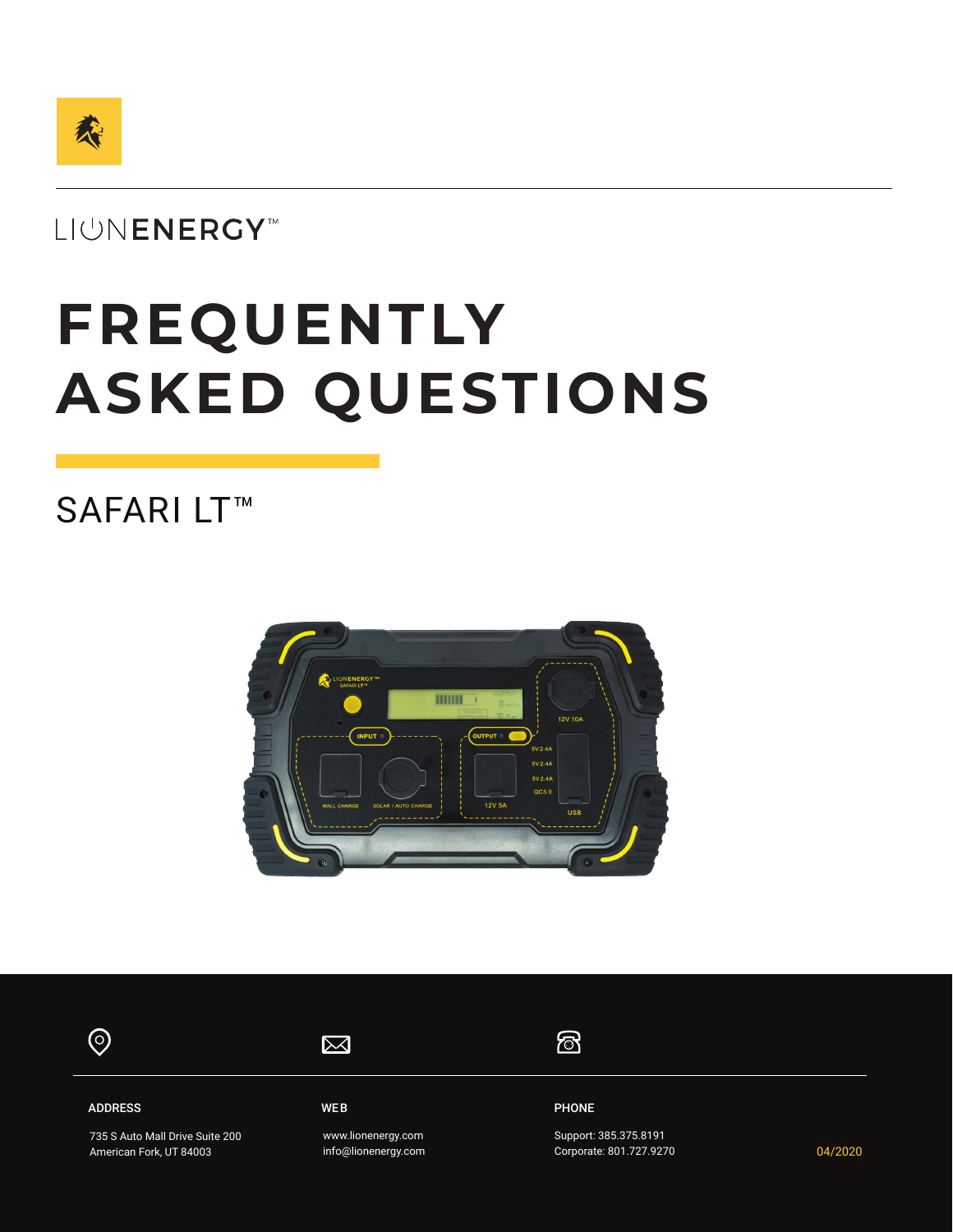LIONENERGY™

# FREQUENTLY ASKED QUESTIONS

## SAFARI LT™

ADDRESS

735 S Auto Mall Drive Suite 200
American Fork, UT 84003

WEB

www.lionenergy.com
info@lionenergy.com

PHONE

Support: 385.375.8191
Corporate: 801.727.9270

04/2020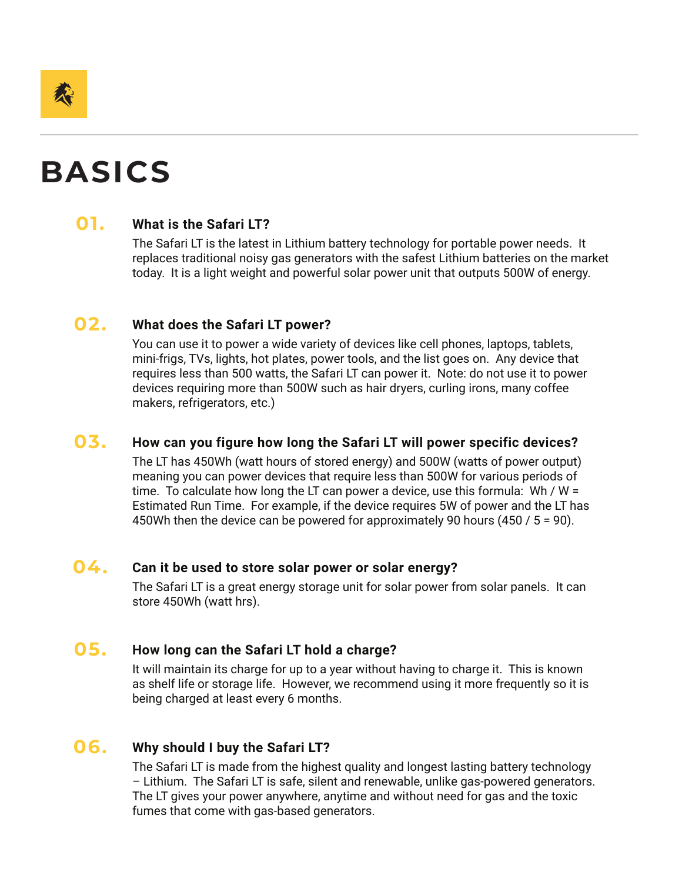# BASICS

## 01. What is the Safari LT?

The Safari LT is the latest in Lithium battery technology for portable power needs. It replaces traditional noisy gas generators with the safest Lithium batteries on the market today. It is a light weight and powerful solar power unit that outputs 500W of energy.

## 02. What does the Safari LT power?

You can use it to power a wide variety of devices like cell phones, laptops, tablets, mini-frigs, TVs, lights, hot plates, power tools, and the list goes on. Any device that requires less than 500 watts, the Safari LT can power it. Note: do not use it to power devices requiring more than 500W such as hair dryers, curling irons, many coffee makers, refrigerators, etc.)

## 03. How can you figure how long the Safari LT will power specific devices?

The LT has 450Wh (watt hours of stored energy) and 500W (watts of power output) meaning you can power devices that require less than 500W for various periods of time. To calculate how long the LT can power a device, use this formula: Wh / W = Estimated Run Time. For example, if the device requires 5W of power and the LT has 450Wh then the device can be powered for approximately 90 hours (450 / 5 = 90).

## 04. Can it be used to store solar power or solar energy?

The Safari LT is a great energy storage unit for solar power from solar panels. It can store 450Wh (watt hrs).

## 05. How long can the Safari LT hold a charge?

It will maintain its charge for up to a year without having to charge it. This is known as shelf life or storage life. However, we recommend using it more frequently so it is being charged at least every 6 months.

## 06. Why should I buy the Safari LT?

The Safari LT is made from the highest quality and longest lasting battery technology – Lithium. The Safari LT is safe, silent and renewable, unlike gas-powered generators. The LT gives your power anywhere, anytime and without need for gas and the toxic fumes that come with gas-based generators.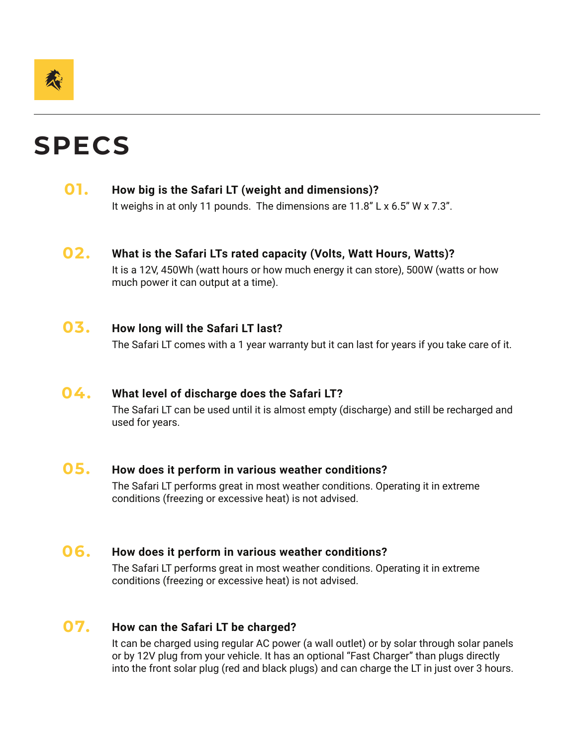# SPECS

**01. How big is the Safari LT (weight and dimensions)?**

It weighs in at only 11 pounds.  The dimensions are 11.8" L x 6.5" W x 7.3".

**02. What is the Safari LTs rated capacity (Volts, Watt Hours, Watts)?**

It is a 12V, 450Wh (watt hours or how much energy it can store), 500W (watts or how much power it can output at a time).

**03. How long will the Safari LT last?**

The Safari LT comes with a 1 year warranty but it can last for years if you take care of it.

**04. What level of discharge does the Safari LT?**

The Safari LT can be used until it is almost empty (discharge) and still be recharged and used for years.

**05. How does it perform in various weather conditions?**

The Safari LT performs great in most weather conditions. Operating it in extreme conditions (freezing or excessive heat) is not advised.

**06. How does it perform in various weather conditions?**

The Safari LT performs great in most weather conditions. Operating it in extreme conditions (freezing or excessive heat) is not advised.

**07. How can the Safari LT be charged?**

It can be charged using regular AC power (a wall outlet) or by solar through solar panels or by 12V plug from your vehicle. It has an optional "Fast Charger" than plugs directly into the front solar plug (red and black plugs) and can charge the LT in just over 3 hours.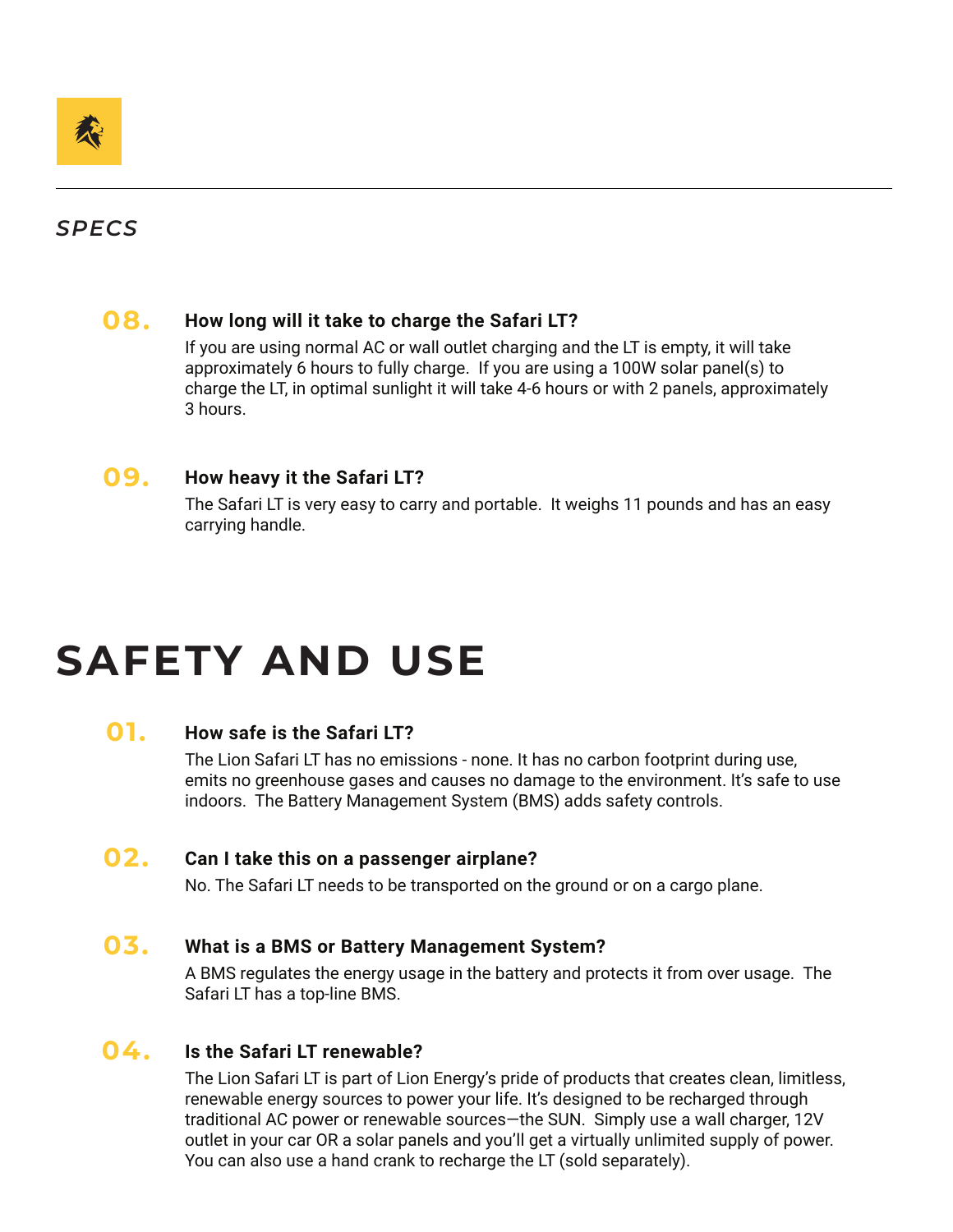*SPECS*

**08. How long will it take to charge the Safari LT?**

If you are using normal AC or wall outlet charging and the LT is empty, it will take approximately 6 hours to fully charge. If you are using a 100W solar panel(s) to charge the LT, in optimal sunlight it will take 4-6 hours or with 2 panels, approximately 3 hours.

**09. How heavy it the Safari LT?**

The Safari LT is very easy to carry and portable. It weighs 11 pounds and has an easy carrying handle.

# SAFETY AND USE

**01. How safe is the Safari LT?**

The Lion Safari LT has no emissions - none. It has no carbon footprint during use, emits no greenhouse gases and causes no damage to the environment. It's safe to use indoors. The Battery Management System (BMS) adds safety controls.

**02. Can I take this on a passenger airplane?**

No. The Safari LT needs to be transported on the ground or on a cargo plane.

**03. What is a BMS or Battery Management System?**

A BMS regulates the energy usage in the battery and protects it from over usage. The Safari LT has a top-line BMS.

**04. Is the Safari LT renewable?**

The Lion Safari LT is part of Lion Energy's pride of products that creates clean, limitless, renewable energy sources to power your life. It's designed to be recharged through traditional AC power or renewable sources—the SUN. Simply use a wall charger, 12V outlet in your car OR a solar panels and you'll get a virtually unlimited supply of power. You can also use a hand crank to recharge the LT (sold separately).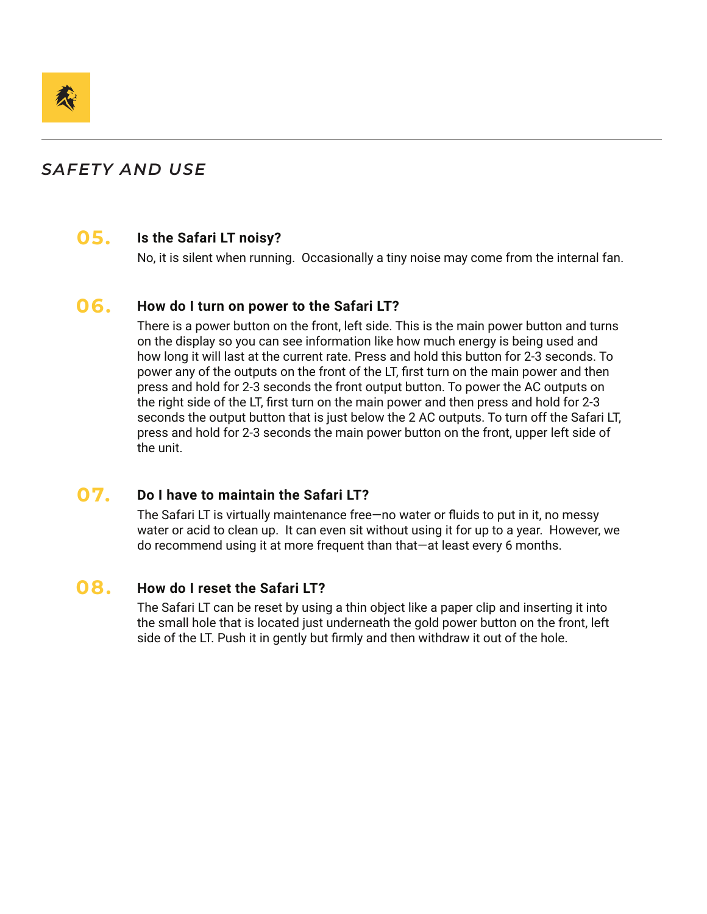## *SAFETY AND USE*

### 05. Is the Safari LT noisy?

No, it is silent when running.  Occasionally a tiny noise may come from the internal fan.

### 06. How do I turn on power to the Safari LT?

There is a power button on the front, left side. This is the main power button and turns on the display so you can see information like how much energy is being used and how long it will last at the current rate. Press and hold this button for 2-3 seconds. To power any of the outputs on the front of the LT, first turn on the main power and then press and hold for 2-3 seconds the front output button. To power the AC outputs on the right side of the LT, first turn on the main power and then press and hold for 2-3 seconds the output button that is just below the 2 AC outputs. To turn off the Safari LT, press and hold for 2-3 seconds the main power button on the front, upper left side of the unit.

### 07. Do I have to maintain the Safari LT?

The Safari LT is virtually maintenance free—no water or fluids to put in it, no messy water or acid to clean up.  It can even sit without using it for up to a year.  However, we do recommend using it at more frequent than that—at least every 6 months.

### 08. How do I reset the Safari LT?

The Safari LT can be reset by using a thin object like a paper clip and inserting it into the small hole that is located just underneath the gold power button on the front, left side of the LT. Push it in gently but firmly and then withdraw it out of the hole.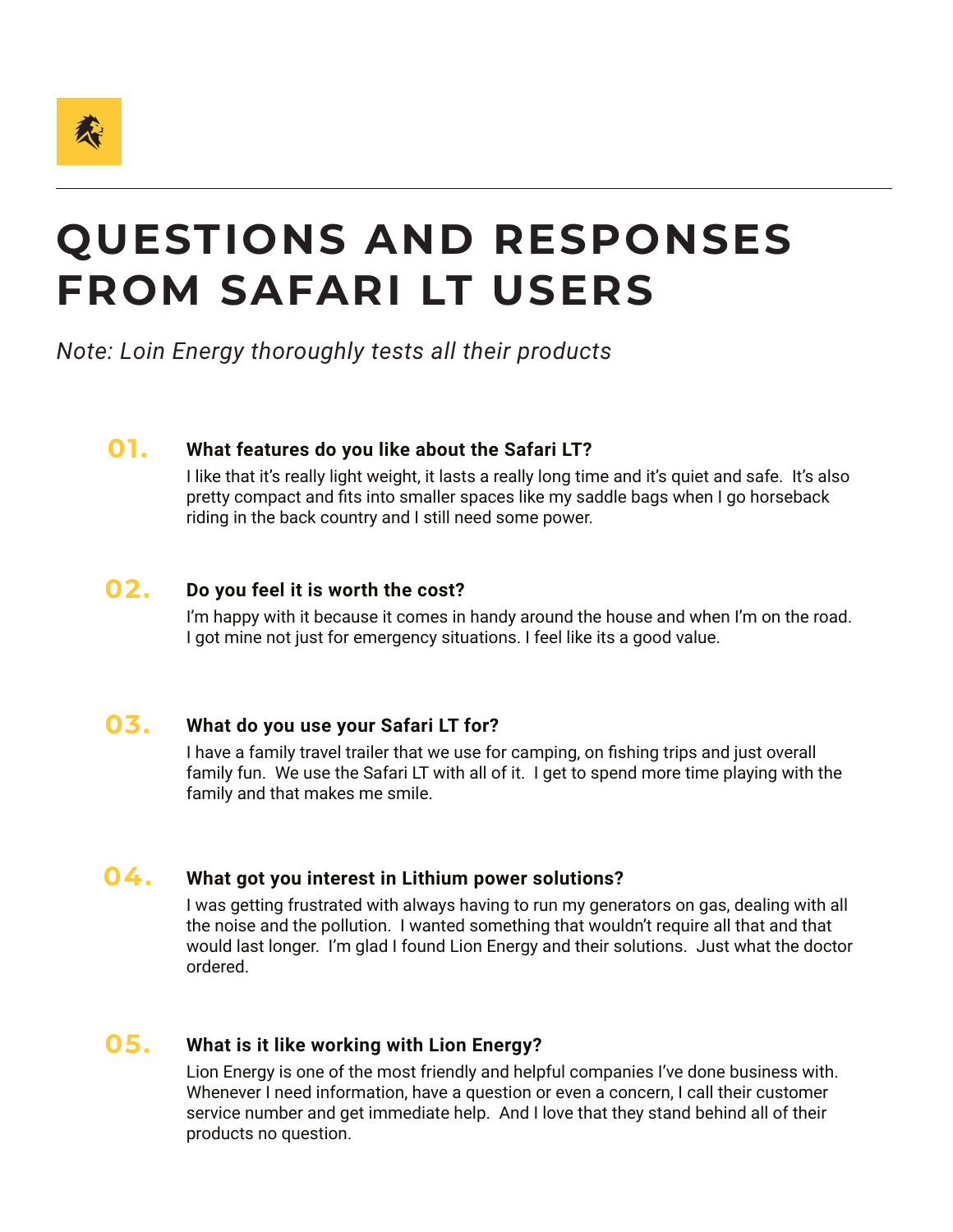# QUESTIONS AND RESPONSES FROM SAFARI LT USERS

*Note: Loin Energy thoroughly tests all their products*

**01. What features do you like about the Safari LT?**

I like that it's really light weight, it lasts a really long time and it's quiet and safe. It's also pretty compact and fits into smaller spaces like my saddle bags when I go horseback riding in the back country and I still need some power.

**02. Do you feel it is worth the cost?**

I'm happy with it because it comes in handy around the house and when I'm on the road. I got mine not just for emergency situations. I feel like its a good value.

**03. What do you use your Safari LT for?**

I have a family travel trailer that we use for camping, on fishing trips and just overall family fun. We use the Safari LT with all of it. I get to spend more time playing with the family and that makes me smile.

**04. What got you interest in Lithium power solutions?**

I was getting frustrated with always having to run my generators on gas, dealing with all the noise and the pollution. I wanted something that wouldn't require all that and that would last longer. I'm glad I found Lion Energy and their solutions. Just what the doctor ordered.

**05. What is it like working with Lion Energy?**

Lion Energy is one of the most friendly and helpful companies I've done business with. Whenever I need information, have a question or even a concern, I call their customer service number and get immediate help. And I love that they stand behind all of their products no question.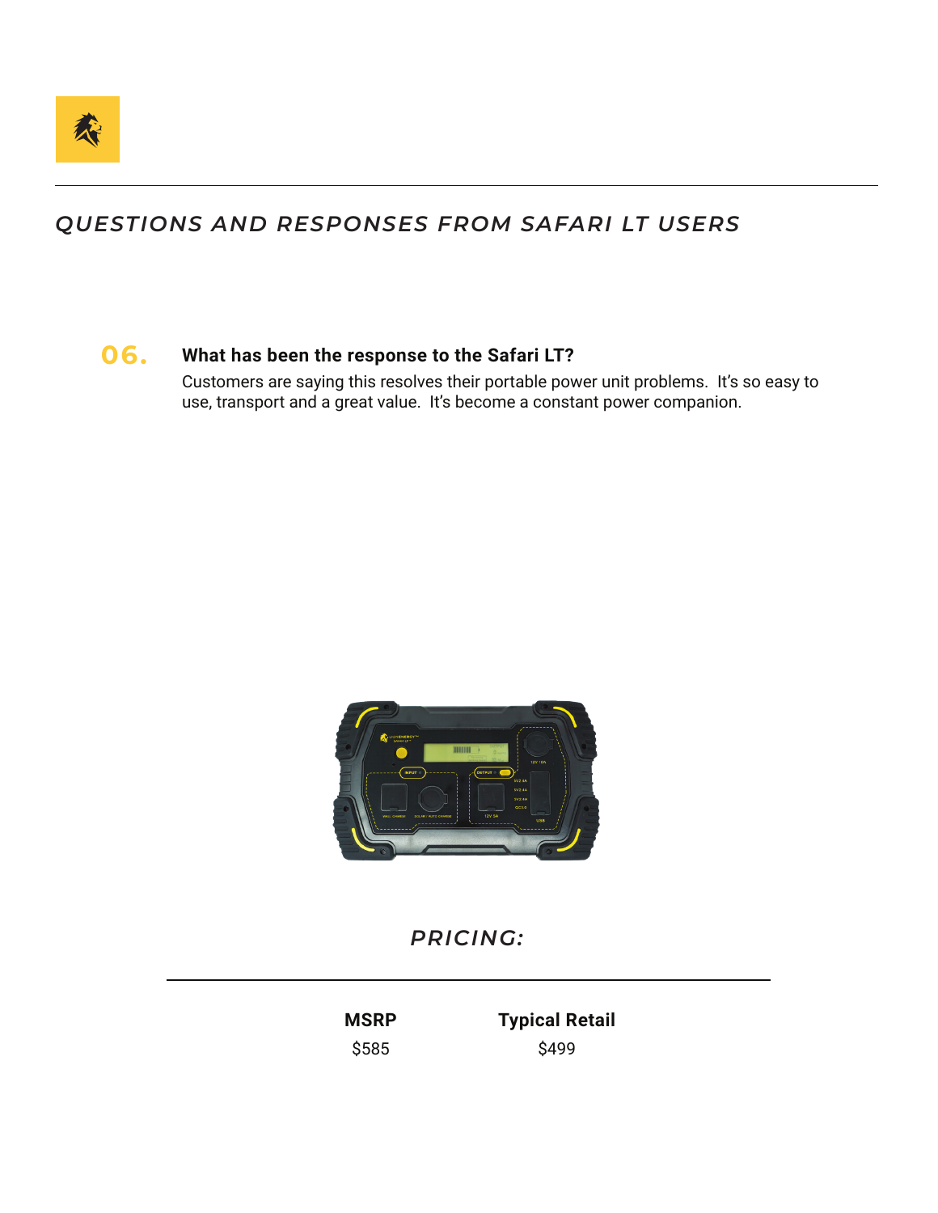## *QUESTIONS AND RESPONSES FROM SAFARI LT USERS*

**06.** **What has been the response to the Safari LT?**

Customers are saying this resolves their portable power unit problems. It's so easy to use, transport and a great value. It's become a constant power companion.

### *PRICING:*

| MSRP | Typical Retail |
| --- | --- |
| $585 | $499 |